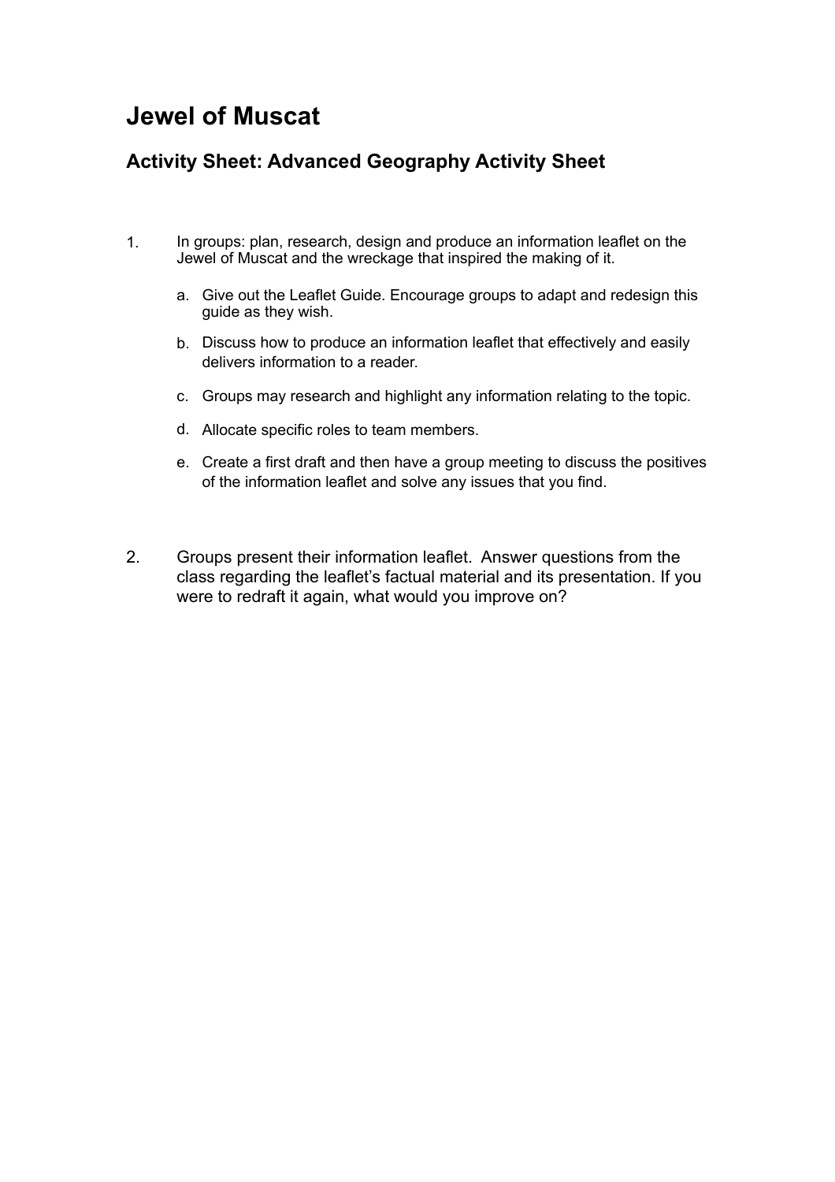# Jewel of Muscat

## Activity Sheet: Advanced Geography Activity Sheet

1. In groups: plan, research, design and produce an information leaflet on the Jewel of Muscat and the wreckage that inspired the making of it.

   a. Give out the Leaflet Guide. Encourage groups to adapt and redesign this guide as they wish.

   b. Discuss how to produce an information leaflet that effectively and easily delivers information to a reader.

   c. Groups may research and highlight any information relating to the topic.

   d. Allocate specific roles to team members.

   e. Create a first draft and then have a group meeting to discuss the positives of the information leaflet and solve any issues that you find.

2. Groups present their information leaflet. Answer questions from the class regarding the leaflet's factual material and its presentation. If you were to redraft it again, what would you improve on?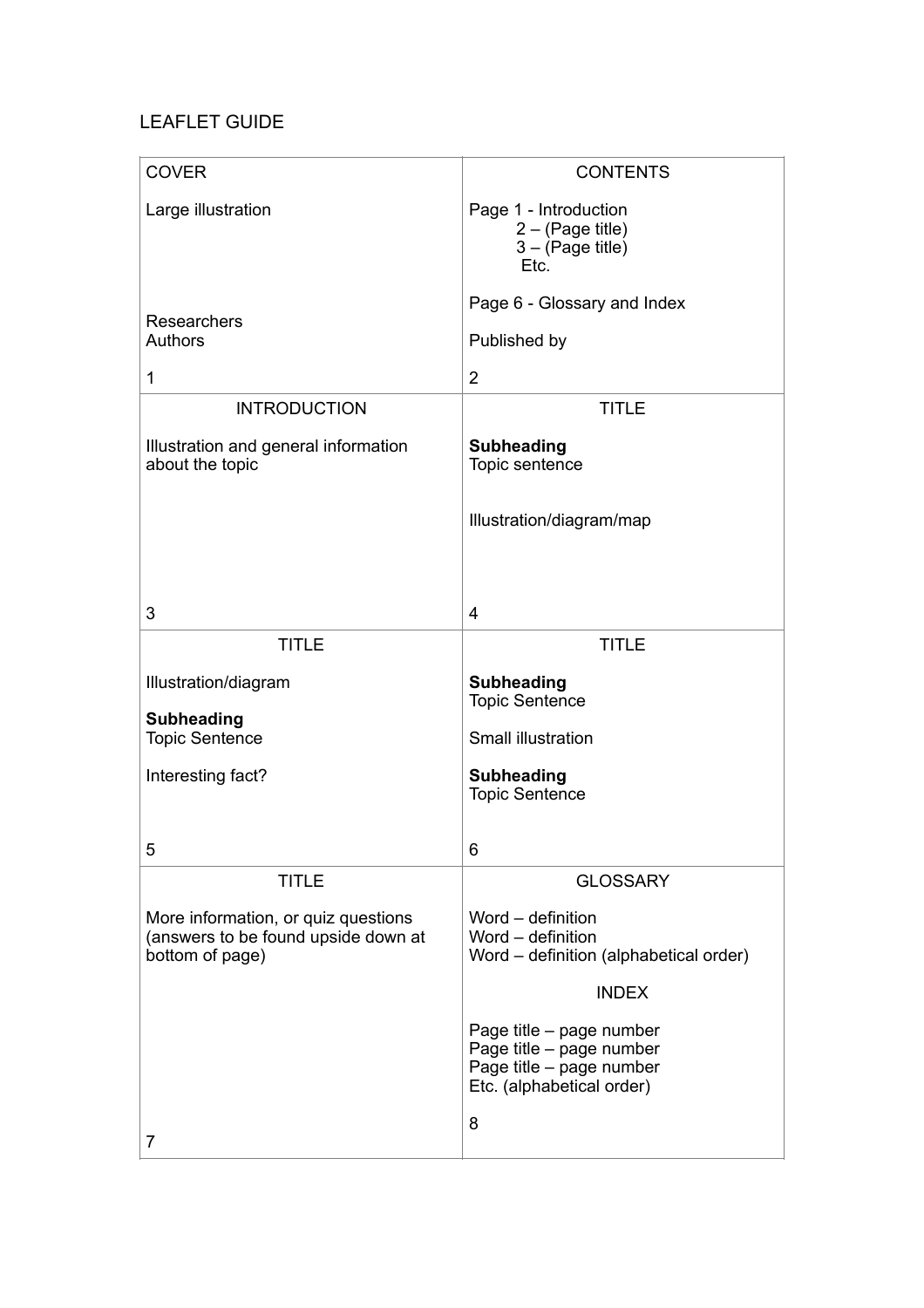LEAFLET GUIDE

| | |
|---|---|
| COVER<br><br>Large illustration<br><br>Researchers<br>Authors<br><br>1 | CONTENTS<br><br>Page 1 - Introduction<br>2 – (Page title)<br>3 – (Page title)<br>Etc.<br><br>Page 6 - Glossary and Index<br><br>Published by<br><br>2 |
| INTRODUCTION<br><br>Illustration and general information about the topic<br><br>3 | TITLE<br><br>**Subheading**<br>Topic sentence<br><br>Illustration/diagram/map<br><br>4 |
| TITLE<br><br>Illustration/diagram<br><br>**Subheading**<br>Topic Sentence<br><br>Interesting fact?<br><br>5 | TITLE<br><br>**Subheading**<br>Topic Sentence<br><br>Small illustration<br><br>**Subheading**<br>Topic Sentence<br><br>6 |
| TITLE<br><br>More information, or quiz questions (answers to be found upside down at bottom of page)<br><br>7 | GLOSSARY<br><br>Word – definition<br>Word – definition<br>Word – definition (alphabetical order)<br><br>INDEX<br><br>Page title – page number<br>Page title – page number<br>Page title – page number<br>Etc. (alphabetical order)<br><br>8 |